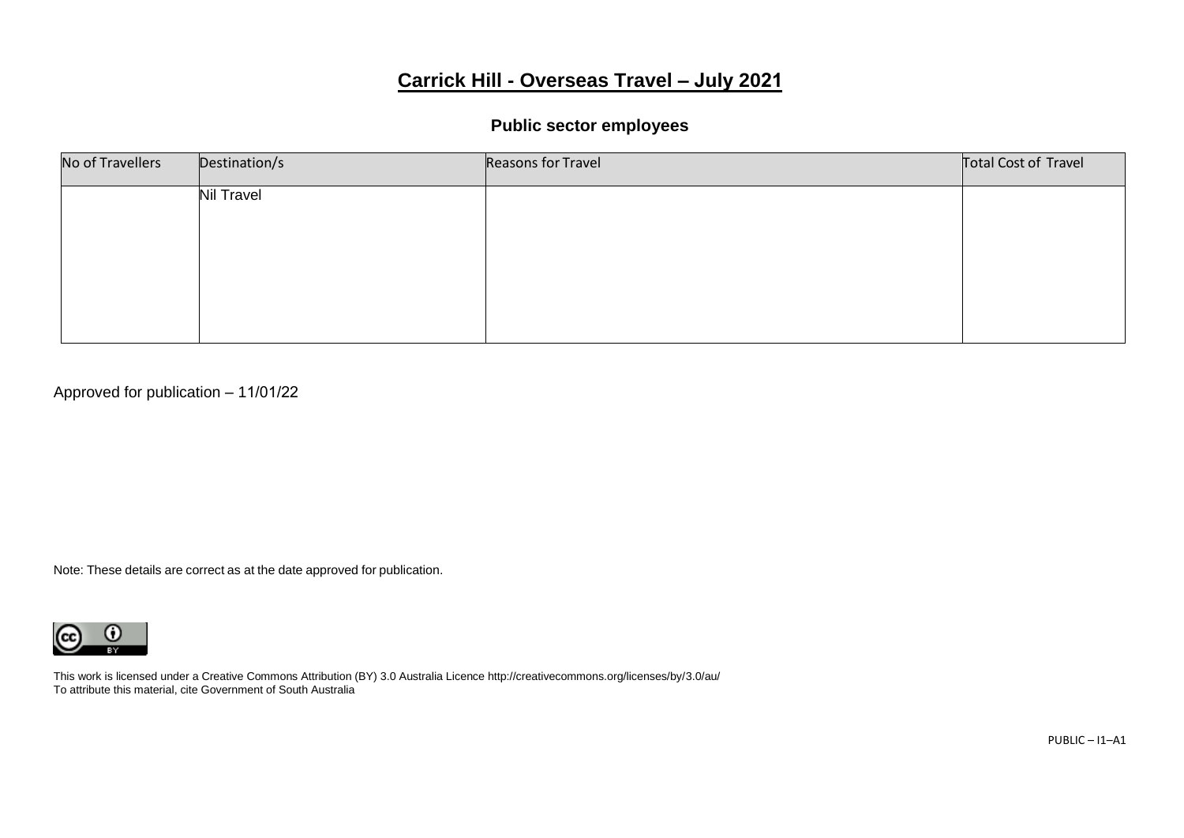# Carrick Hill - Overseas Travel – July 2021

## Public sector employees

| No of Travellers | Destination/s | Reasons for Travel | Total Cost of Travel |
|---|---|---|---|
| | Nil Travel | | |

Approved for publication – 11/01/22

Note: These details are correct as at the date approved for publication.

This work is licensed under a Creative Commons Attribution (BY) 3.0 Australia Licence http://creativecommons.org/licenses/by/3.0/au/
To attribute this material, cite Government of South Australia

PUBLIC – I1–A1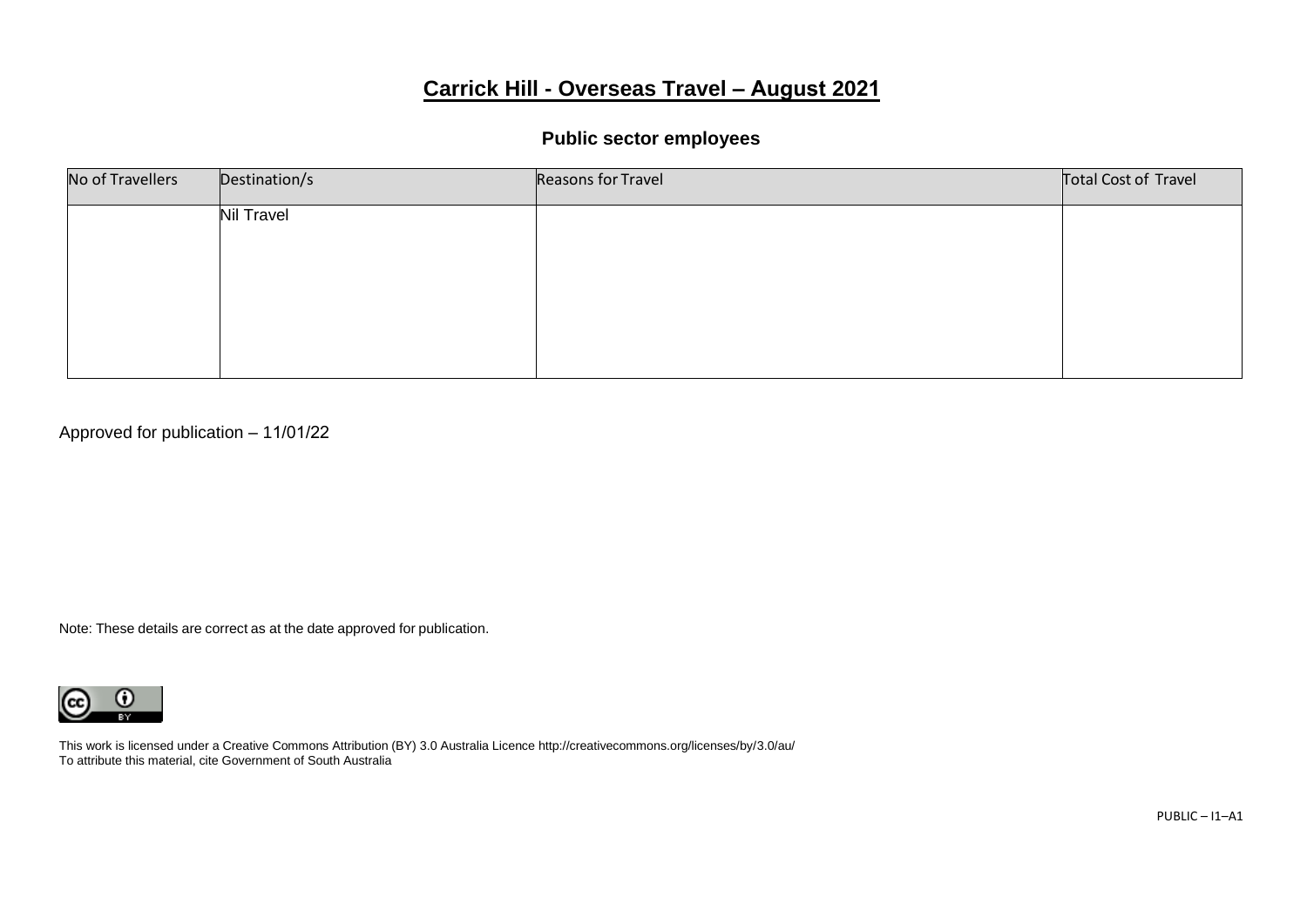# Carrick Hill - Overseas Travel – August 2021

## Public sector employees

| No of Travellers | Destination/s | Reasons for Travel | Total Cost of Travel |
|---|---|---|---|
| | Nil Travel | | |

Approved for publication – 11/01/22

Note: These details are correct as at the date approved for publication.

This work is licensed under a Creative Commons Attribution (BY) 3.0 Australia Licence http://creativecommons.org/licenses/by/3.0/au/
To attribute this material, cite Government of South Australia

PUBLIC – I1–A1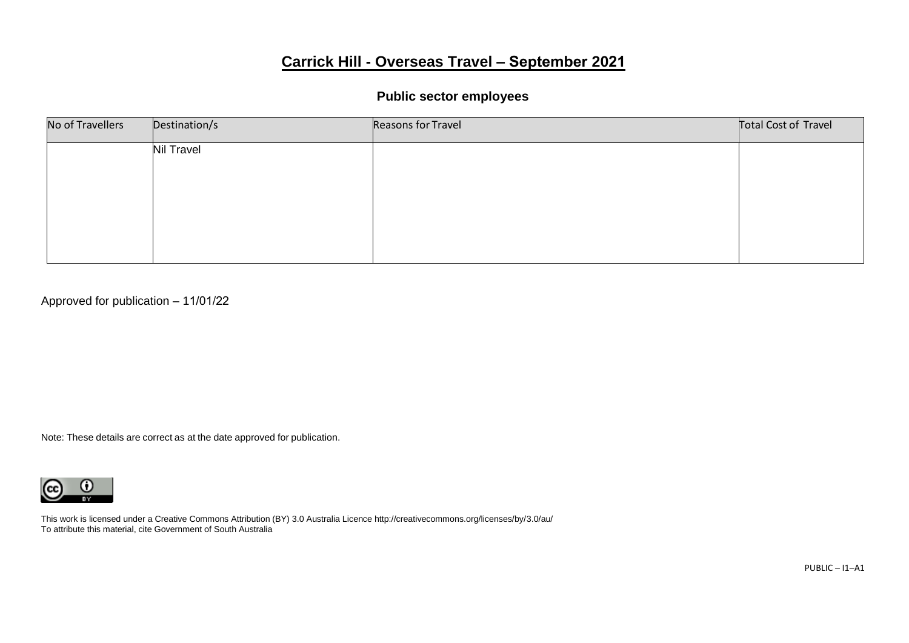# Carrick Hill - Overseas Travel – September 2021

## Public sector employees

| No of Travellers | Destination/s | Reasons for Travel | Total Cost of Travel |
| --- | --- | --- | --- |
| | Nil Travel | | |

Approved for publication – 11/01/22

Note: These details are correct as at the date approved for publication.

This work is licensed under a Creative Commons Attribution (BY) 3.0 Australia Licence http://creativecommons.org/licenses/by/3.0/au/
To attribute this material, cite Government of South Australia

PUBLIC – I1–A1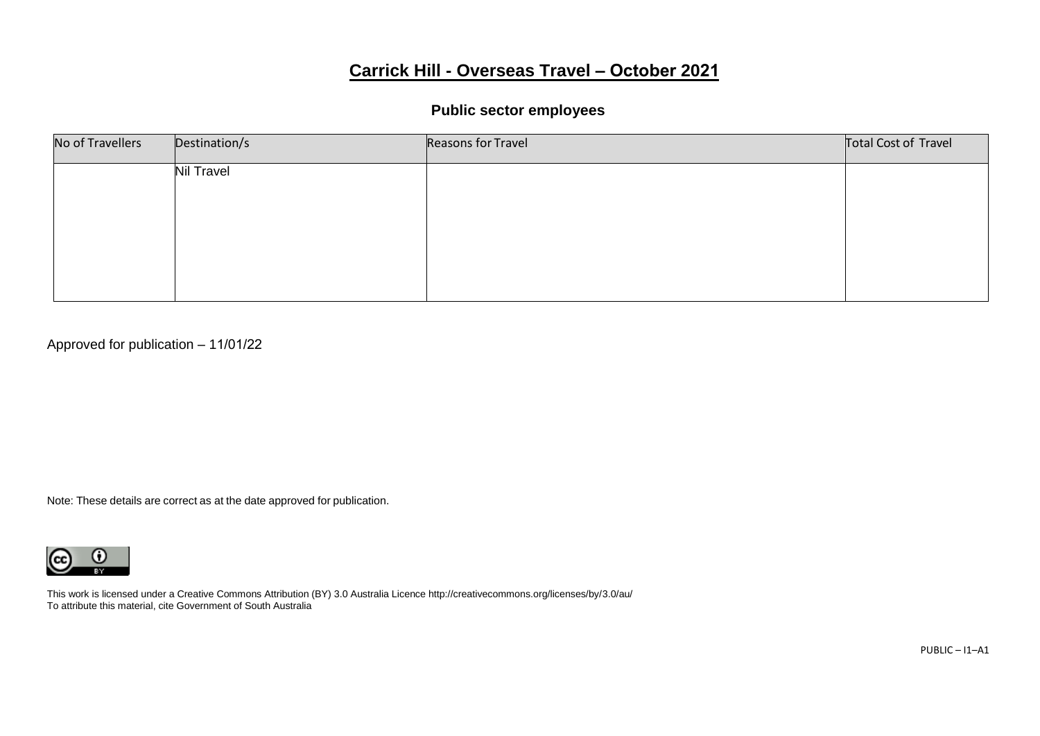# Carrick Hill - Overseas Travel – October 2021

## Public sector employees

| No of Travellers | Destination/s | Reasons for Travel | Total Cost of Travel |
|---|---|---|---|
| | Nil Travel | | |

Approved for publication – 11/01/22

Note: These details are correct as at the date approved for publication.

This work is licensed under a Creative Commons Attribution (BY) 3.0 Australia Licence http://creativecommons.org/licenses/by/3.0/au/
To attribute this material, cite Government of South Australia

PUBLIC – I1–A1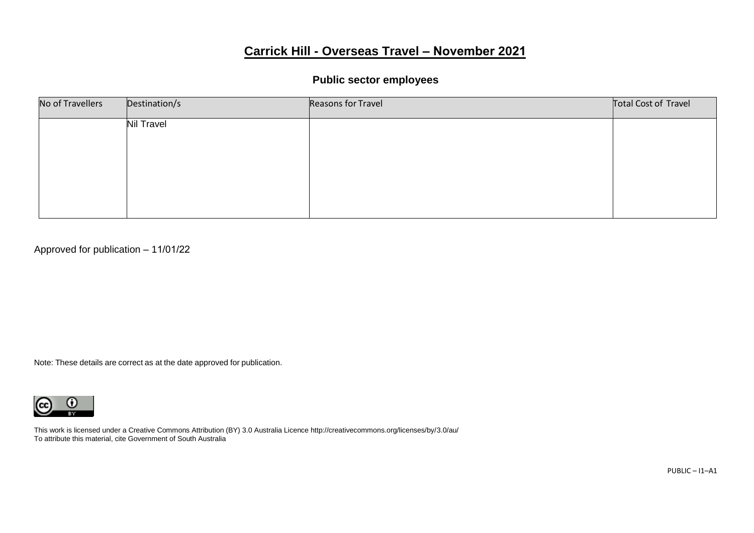# Carrick Hill - Overseas Travel – November 2021

## Public sector employees

| No of Travellers | Destination/s | Reasons for Travel | Total Cost of Travel |
|---|---|---|---|
| | Nil Travel | | |

Approved for publication – 11/01/22

Note: These details are correct as at the date approved for publication.

This work is licensed under a Creative Commons Attribution (BY) 3.0 Australia Licence http://creativecommons.org/licenses/by/3.0/au/
To attribute this material, cite Government of South Australia

PUBLIC – I1–A1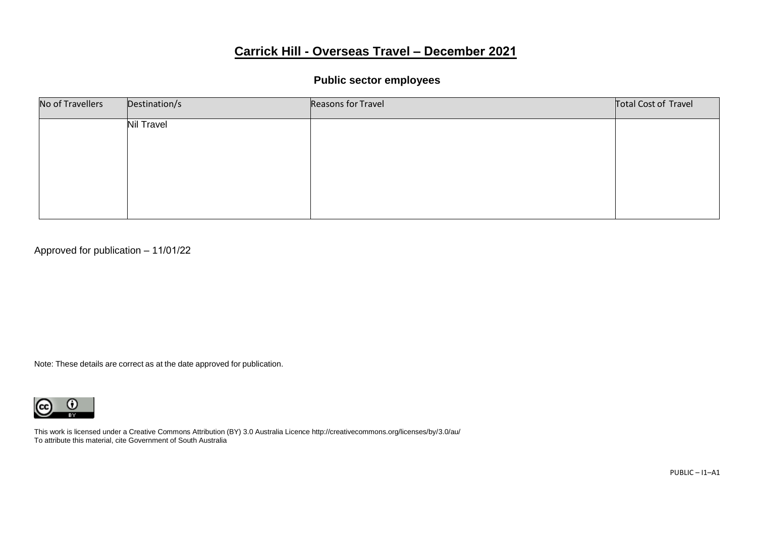# Carrick Hill - Overseas Travel – December 2021

### Public sector employees

| No of Travellers | Destination/s | Reasons for Travel | Total Cost of Travel |
|---|---|---|---|
| | Nil Travel | | |

Approved for publication – 11/01/22

Note: These details are correct as at the date approved for publication.

This work is licensed under a Creative Commons Attribution (BY) 3.0 Australia Licence http://creativecommons.org/licenses/by/3.0/au/
To attribute this material, cite Government of South Australia

PUBLIC – I1–A1